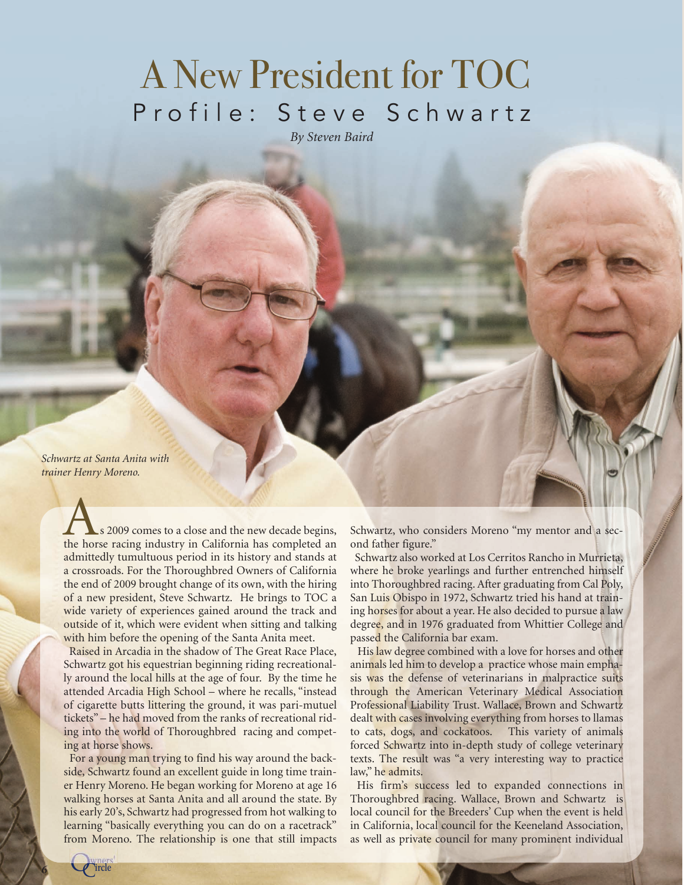# A New President for TOC

## Profile: Steve Schwartz

*By Steven Baird*

*Schwartz at Santa Anita with trainer Henry Moreno.*

As 2009 comes to a close and the new decade begins, the horse racing industry in California has completed an admittedly tumultuous period in its history and stands at a crossroads. For the Thoroughbred Owners of California the end of 2009 brought change of its own, with the hiring of a new president, Steve Schwartz. He brings to TOC a wide variety of experiences gained around the track and outside of it, which were evident when sitting and talking with him before the opening of the Santa Anita meet.

Raised in Arcadia in the shadow of The Great Race Place, Schwartz got his equestrian beginning riding recreationally around the local hills at the age of four. By the time he attended Arcadia High School – where he recalls, "instead of cigarette butts littering the ground, it was pari-mutuel tickets" – he had moved from the ranks of recreational riding into the world of Thoroughbred racing and competing at horse shows.

For a young man trying to find his way around the backside, Schwartz found an excellent guide in long time trainer Henry Moreno. He began working for Moreno at age 16 walking horses at Santa Anita and all around the state. By his early 20's, Schwartz had progressed from hot walking to learning "basically everything you can do on a racetrack" from Moreno. The relationship is one that still impacts Schwartz, who considers Moreno "my mentor and a second father figure."

Schwartz also worked at Los Cerritos Rancho in Murrieta, where he broke yearlings and further entrenched himself into Thoroughbred racing. After graduating from Cal Poly, San Luis Obispo in 1972, Schwartz tried his hand at training horses for about a year. He also decided to pursue a law degree, and in 1976 graduated from Whittier College and passed the California bar exam.

His law degree combined with a love for horses and other animals led him to develop a practice whose main emphasis was the defense of veterinarians in malpractice suits through the American Veterinary Medical Association Professional Liability Trust. Wallace, Brown and Schwartz dealt with cases involving everything from horses to llamas to cats, dogs, and cockatoos. This variety of animals forced Schwartz into in-depth study of college veterinary texts. The result was "a very interesting way to practice law," he admits.

His firm's success led to expanded connections in Thoroughbred racing. Wallace, Brown and Schwartz is local council for the Breeders' Cup when the event is held in California, local council for the Keeneland Association, as well as private council for many prominent individual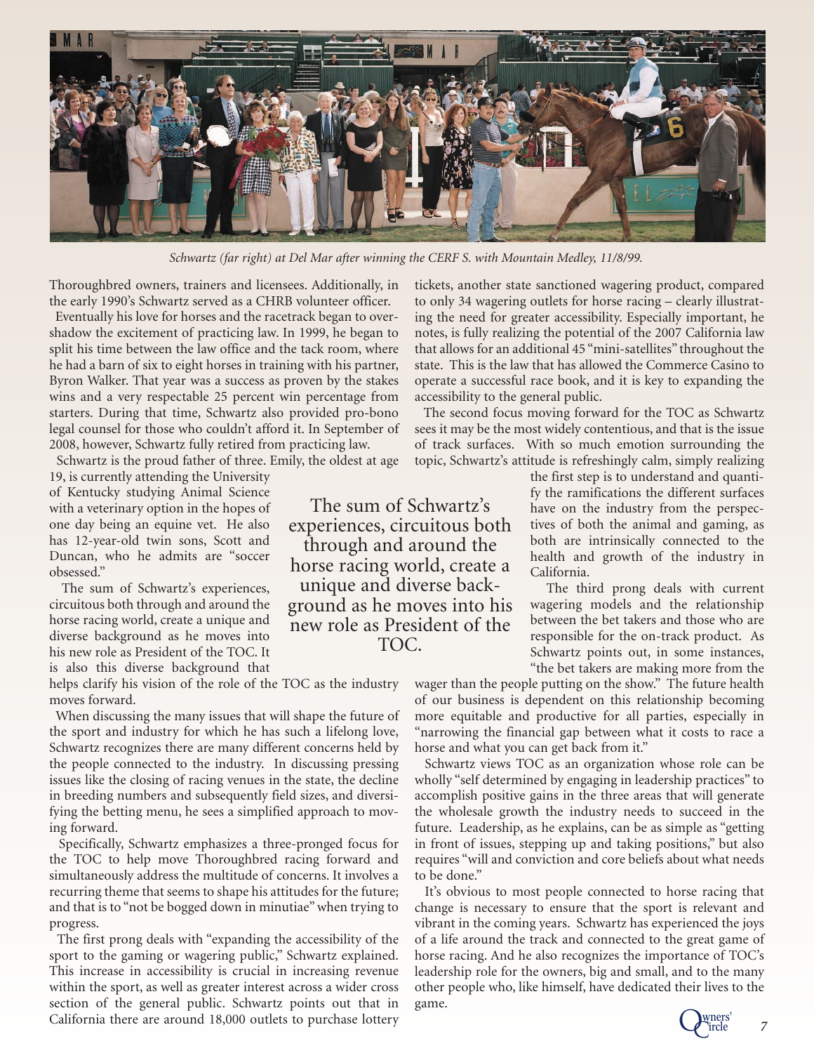*Schwartz (far right) at Del Mar after winning the CERF S. with Mountain Medley, 11/8/99.*

Thoroughbred owners, trainers and licensees. Additionally, in the early 1990's Schwartz served as a CHRB volunteer officer.

Eventually his love for horses and the racetrack began to overshadow the excitement of practicing law. In 1999, he began to split his time between the law office and the tack room, where he had a barn of six to eight horses in training with his partner, Byron Walker. That year was a success as proven by the stakes wins and a very respectable 25 percent win percentage from starters. During that time, Schwartz also provided pro-bono legal counsel for those who couldn't afford it. In September of 2008, however, Schwartz fully retired from practicing law.

Schwartz is the proud father of three. Emily, the oldest at age 19, is currently attending the University of Kentucky studying Animal Science with a veterinary option in the hopes of one day being an equine vet. He also has 12-year-old twin sons, Scott and Duncan, who he admits are "soccer obsessed."

The sum of Schwartz's experiences, circuitous both through and around the horse racing world, create a unique and diverse background as he moves into his new role as President of the TOC. It is also this diverse background that helps clarify his vision of the role of the TOC as the industry moves forward.

> The sum of Schwartz's experiences, circuitous both through and around the horse racing world, create a unique and diverse background as he moves into his new role as President of the TOC.

When discussing the many issues that will shape the future of the sport and industry for which he has such a lifelong love, Schwartz recognizes there are many different concerns held by the people connected to the industry. In discussing pressing issues like the closing of racing venues in the state, the decline in breeding numbers and subsequently field sizes, and diversifying the betting menu, he sees a simplified approach to moving forward.

Specifically, Schwartz emphasizes a three-pronged focus for the TOC to help move Thoroughbred racing forward and simultaneously address the multitude of concerns. It involves a recurring theme that seems to shape his attitudes for the future; and that is to "not be bogged down in minutiae" when trying to progress.

The first prong deals with "expanding the accessibility of the sport to the gaming or wagering public," Schwartz explained. This increase in accessibility is crucial in increasing revenue within the sport, as well as greater interest across a wider cross section of the general public. Schwartz points out that in California there are around 18,000 outlets to purchase lottery tickets, another state sanctioned wagering product, compared to only 34 wagering outlets for horse racing – clearly illustrating the need for greater accessibility. Especially important, he notes, is fully realizing the potential of the 2007 California law that allows for an additional 45 "mini-satellites" throughout the state. This is the law that has allowed the Commerce Casino to operate a successful race book, and it is key to expanding the accessibility to the general public.

The second focus moving forward for the TOC as Schwartz sees it may be the most widely contentious, and that is the issue of track surfaces. With so much emotion surrounding the topic, Schwartz's attitude is refreshingly calm, simply realizing the first step is to understand and quantify the ramifications the different surfaces have on the industry from the perspectives of both the animal and gaming, as both are intrinsically connected to the health and growth of the industry in California.

The third prong deals with current wagering models and the relationship between the bet takers and those who are responsible for the on-track product. As Schwartz points out, in some instances, "the bet takers are making more from the wager than the people putting on the show." The future health of our business is dependent on this relationship becoming more equitable and productive for all parties, especially in "narrowing the financial gap between what it costs to race a horse and what you can get back from it."

Schwartz views TOC as an organization whose role can be wholly "self determined by engaging in leadership practices" to accomplish positive gains in the three areas that will generate the wholesale growth the industry needs to succeed in the future. Leadership, as he explains, can be as simple as "getting in front of issues, stepping up and taking positions," but also requires "will and conviction and core beliefs about what needs to be done."

It's obvious to most people connected to horse racing that change is necessary to ensure that the sport is relevant and vibrant in the coming years. Schwartz has experienced the joys of a life around the track and connected to the great game of horse racing. And he also recognizes the importance of TOC's leadership role for the owners, big and small, and to the many other people who, like himself, have dedicated their lives to the game.